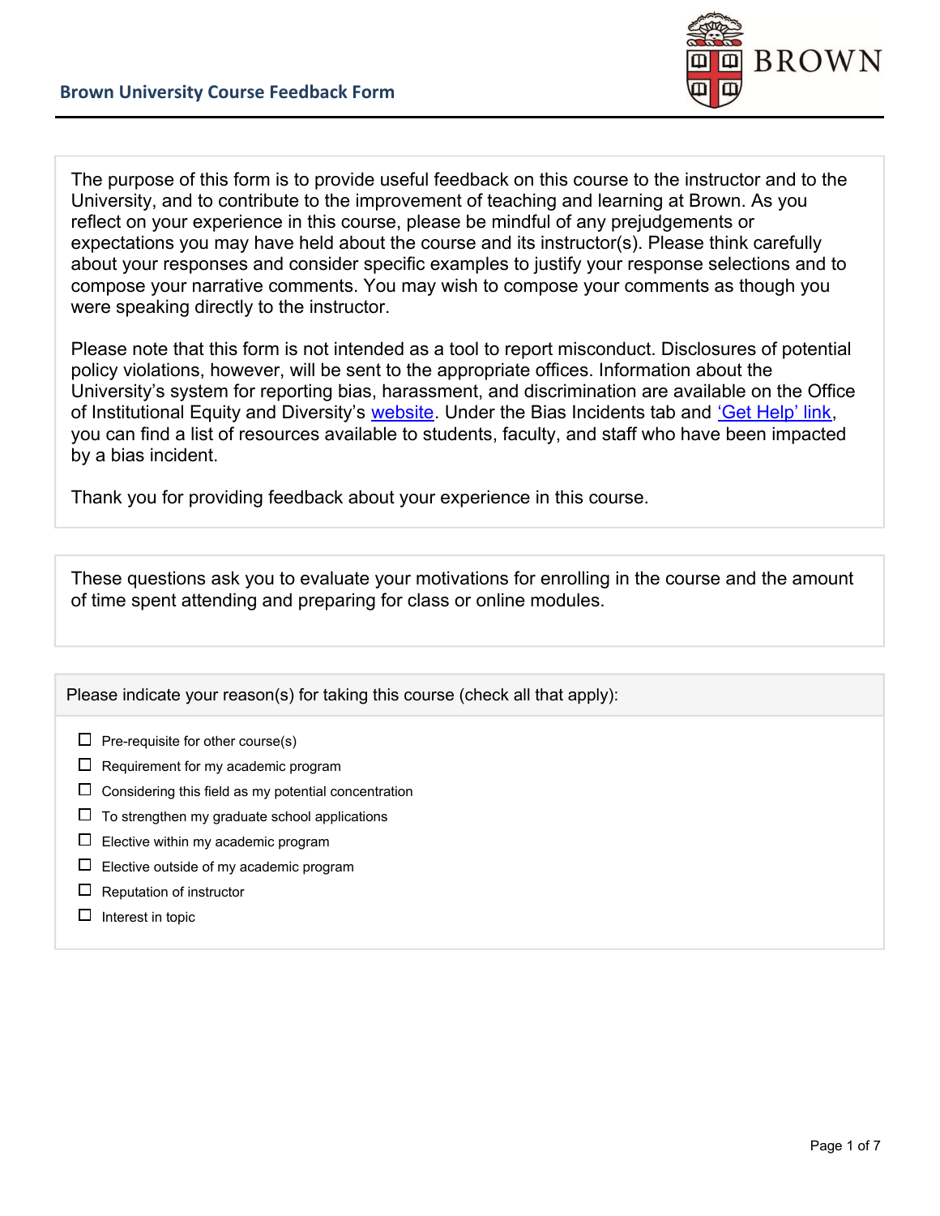# Brown University Course Feedback Form

The purpose of this form is to provide useful feedback on this course to the instructor and to the University, and to contribute to the improvement of teaching and learning at Brown. As you reflect on your experience in this course, please be mindful of any prejudgements or expectations you may have held about the course and its instructor(s). Please think carefully about your responses and consider specific examples to justify your response selections and to compose your narrative comments. You may wish to compose your comments as though you were speaking directly to the instructor.

Please note that this form is not intended as a tool to report misconduct. Disclosures of potential policy violations, however, will be sent to the appropriate offices. Information about the University's system for reporting bias, harassment, and discrimination are available on the Office of Institutional Equity and Diversity's website. Under the Bias Incidents tab and 'Get Help' link, you can find a list of resources available to students, faculty, and staff who have been impacted by a bias incident.

Thank you for providing feedback about your experience in this course.

These questions ask you to evaluate your motivations for enrolling in the course and the amount of time spent attending and preparing for class or online modules.

Please indicate your reason(s) for taking this course (check all that apply):

- ☐ Pre-requisite for other course(s)
- ☐ Requirement for my academic program
- ☐ Considering this field as my potential concentration
- ☐ To strengthen my graduate school applications
- ☐ Elective within my academic program
- ☐ Elective outside of my academic program
- ☐ Reputation of instructor
- ☐ Interest in topic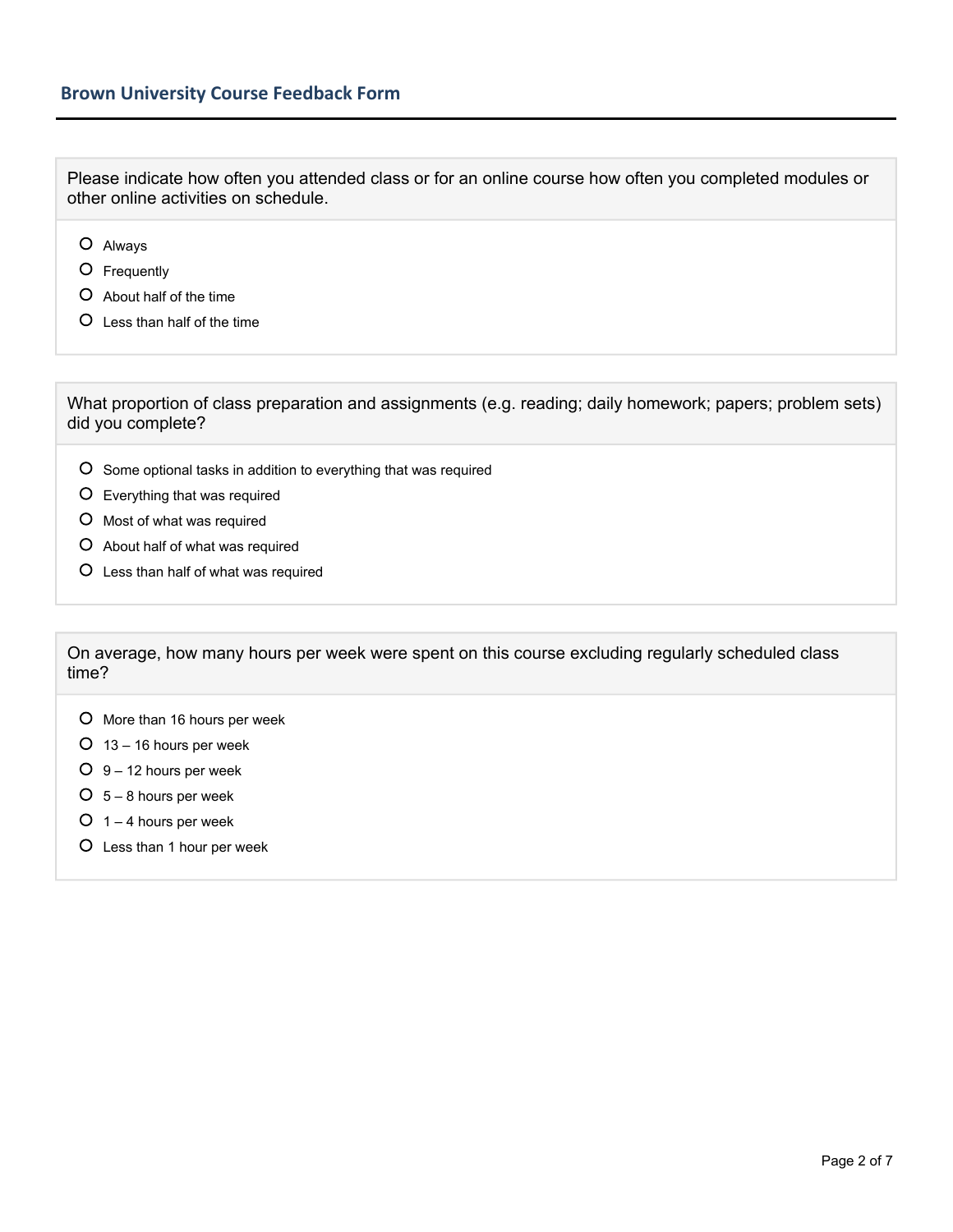## Brown University Course Feedback Form

Please indicate how often you attended class or for an online course how often you completed modules or other online activities on schedule.

- ○ Always
- ○ Frequently
- ○ About half of the time
- ○ Less than half of the time

What proportion of class preparation and assignments (e.g. reading; daily homework; papers; problem sets) did you complete?

- ○ Some optional tasks in addition to everything that was required
- ○ Everything that was required
- ○ Most of what was required
- ○ About half of what was required
- ○ Less than half of what was required

On average, how many hours per week were spent on this course excluding regularly scheduled class time?

- ○ More than 16 hours per week
- ○ 13 – 16 hours per week
- ○ 9 – 12 hours per week
- ○ 5 – 8 hours per week
- ○ 1 – 4 hours per week
- ○ Less than 1 hour per week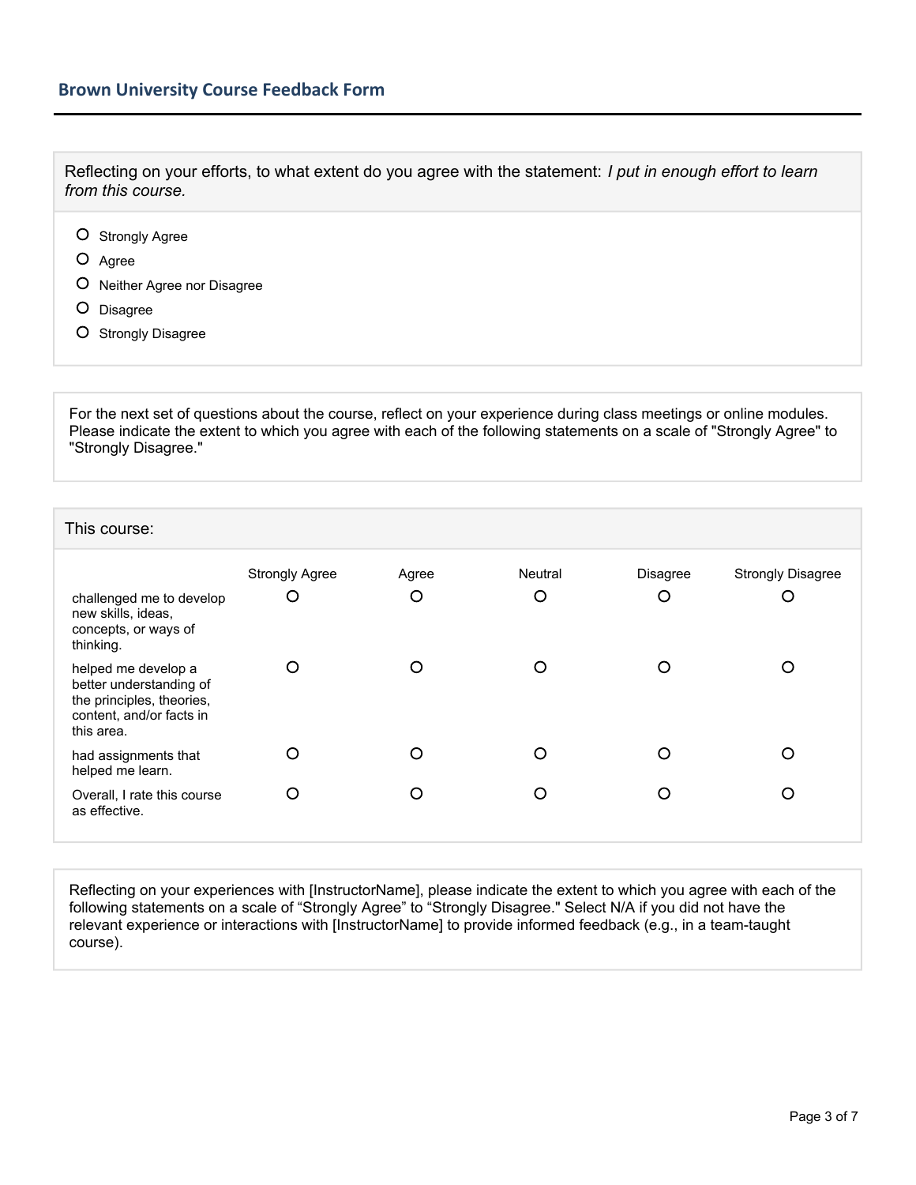## Brown University Course Feedback Form

Reflecting on your efforts, to what extent do you agree with the statement: *I put in enough effort to learn from this course.*

- ○ Strongly Agree
- ○ Agree
- ○ Neither Agree nor Disagree
- ○ Disagree
- ○ Strongly Disagree

For the next set of questions about the course, reflect on your experience during class meetings or online modules. Please indicate the extent to which you agree with each of the following statements on a scale of "Strongly Agree" to "Strongly Disagree."

This course:

| | Strongly Agree | Agree | Neutral | Disagree | Strongly Disagree |
|---|---|---|---|---|---|
| challenged me to develop new skills, ideas, concepts, or ways of thinking. | ○ | ○ | ○ | ○ | ○ |
| helped me develop a better understanding of the principles, theories, content, and/or facts in this area. | ○ | ○ | ○ | ○ | ○ |
| had assignments that helped me learn. | ○ | ○ | ○ | ○ | ○ |
| Overall, I rate this course as effective. | ○ | ○ | ○ | ○ | ○ |

Reflecting on your experiences with [InstructorName], please indicate the extent to which you agree with each of the following statements on a scale of "Strongly Agree" to "Strongly Disagree." Select N/A if you did not have the relevant experience or interactions with [InstructorName] to provide informed feedback (e.g., in a team-taught course).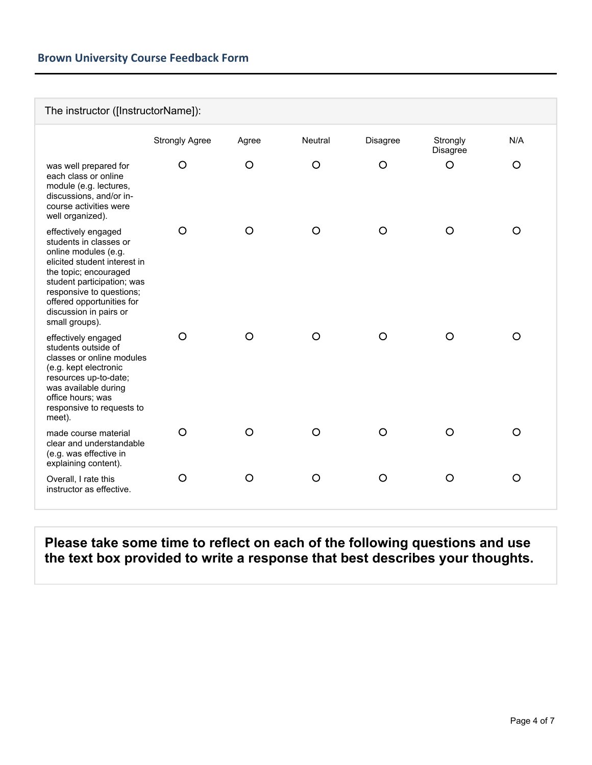## Brown University Course Feedback Form

The instructor ([InstructorName]):

| | Strongly Agree | Agree | Neutral | Disagree | Strongly Disagree | N/A |
|---|---|---|---|---|---|---|
| was well prepared for each class or online module (e.g. lectures, discussions, and/or in-course activities were well organized). | O | O | O | O | O | O |
| effectively engaged students in classes or online modules (e.g. elicited student interest in the topic; encouraged student participation; was responsive to questions; offered opportunities for discussion in pairs or small groups). | O | O | O | O | O | O |
| effectively engaged students outside of classes or online modules (e.g. kept electronic resources up-to-date; was available during office hours; was responsive to requests to meet). | O | O | O | O | O | O |
| made course material clear and understandable (e.g. was effective in explaining content). | O | O | O | O | O | O |
| Overall, I rate this instructor as effective. | O | O | O | O | O | O |

**Please take some time to reflect on each of the following questions and use the text box provided to write a response that best describes your thoughts.**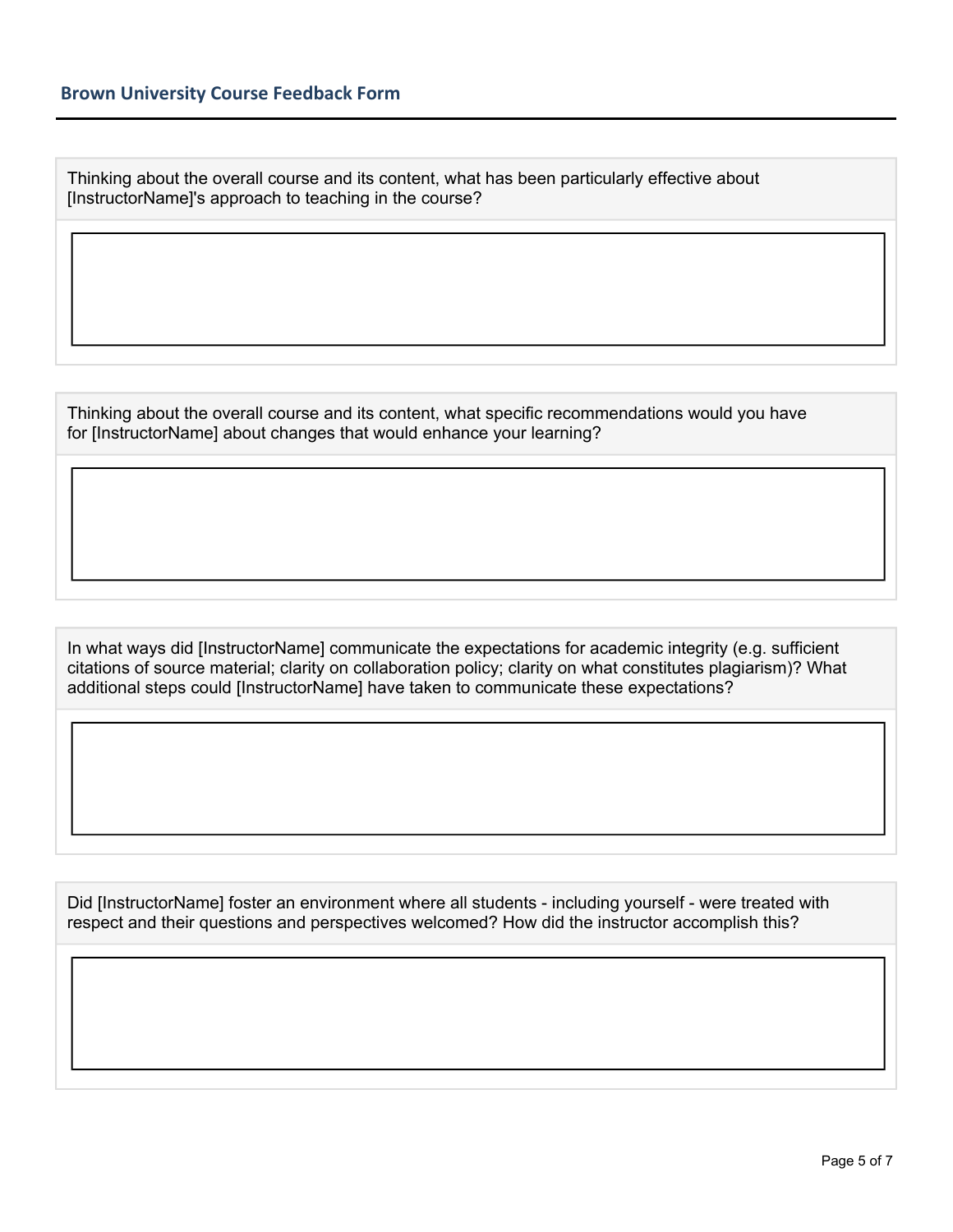**Brown University Course Feedback Form**

Thinking about the overall course and its content, what has been particularly effective about [InstructorName]'s approach to teaching in the course?

Thinking about the overall course and its content, what specific recommendations would you have for [InstructorName] about changes that would enhance your learning?

In what ways did [InstructorName] communicate the expectations for academic integrity (e.g. sufficient citations of source material; clarity on collaboration policy; clarity on what constitutes plagiarism)? What additional steps could [InstructorName] have taken to communicate these expectations?

Did [InstructorName] foster an environment where all students - including yourself - were treated with respect and their questions and perspectives welcomed? How did the instructor accomplish this?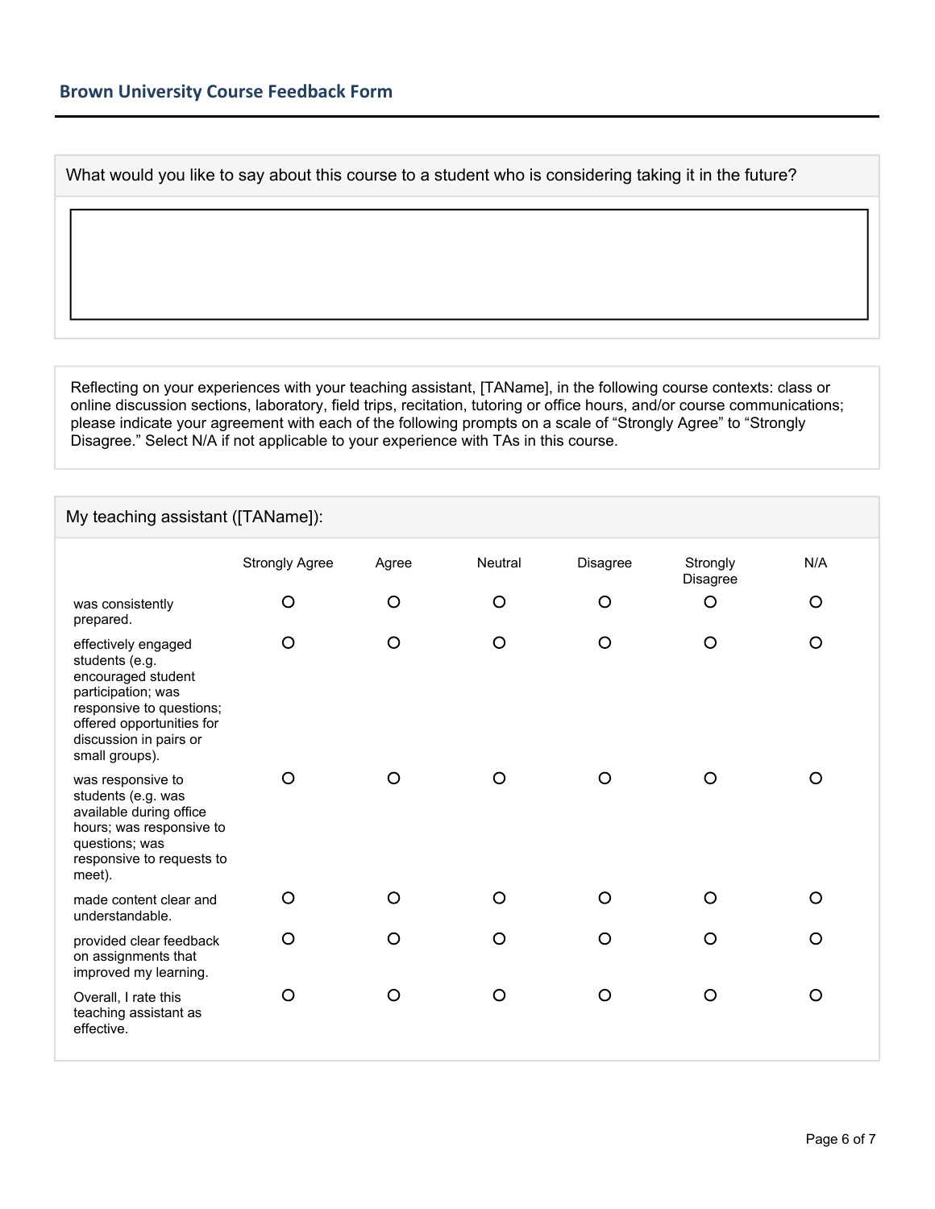## Brown University Course Feedback Form

What would you like to say about this course to a student who is considering taking it in the future?

Reflecting on your experiences with your teaching assistant, [TAName], in the following course contexts: class or online discussion sections, laboratory, field trips, recitation, tutoring or office hours, and/or course communications; please indicate your agreement with each of the following prompts on a scale of "Strongly Agree" to "Strongly Disagree." Select N/A if not applicable to your experience with TAs in this course.

My teaching assistant ([TAName]):

| | Strongly Agree | Agree | Neutral | Disagree | Strongly Disagree | N/A |
|---|---|---|---|---|---|---|
| was consistently prepared. | O | O | O | O | O | O |
| effectively engaged students (e.g. encouraged student participation; was responsive to questions; offered opportunities for discussion in pairs or small groups). | O | O | O | O | O | O |
| was responsive to students (e.g. was available during office hours; was responsive to questions; was responsive to requests to meet). | O | O | O | O | O | O |
| made content clear and understandable. | O | O | O | O | O | O |
| provided clear feedback on assignments that improved my learning. | O | O | O | O | O | O |
| Overall, I rate this teaching assistant as effective. | O | O | O | O | O | O |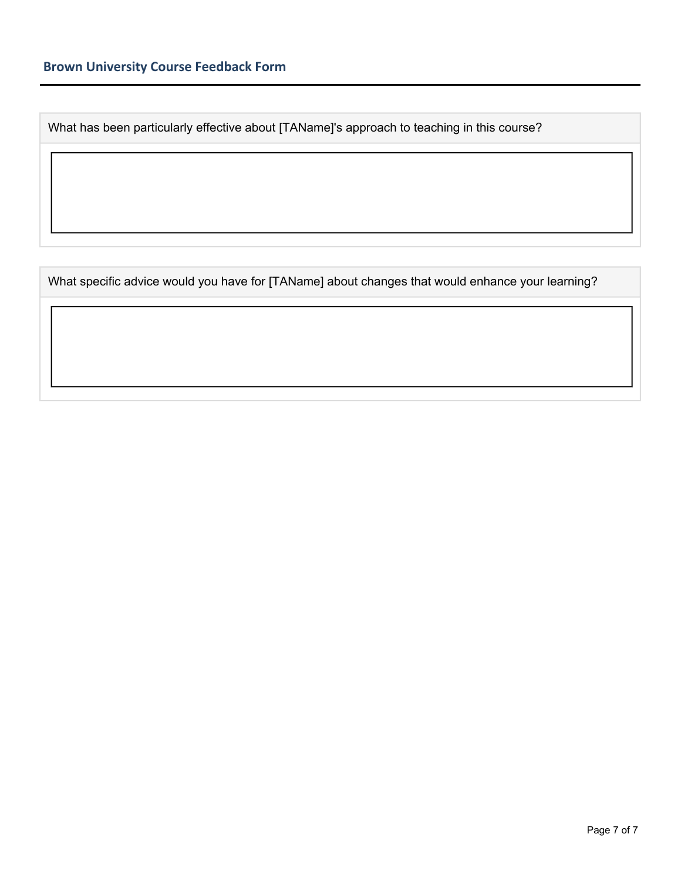What has been particularly effective about [TAName]'s approach to teaching in this course?

What specific advice would you have for [TAName] about changes that would enhance your learning?